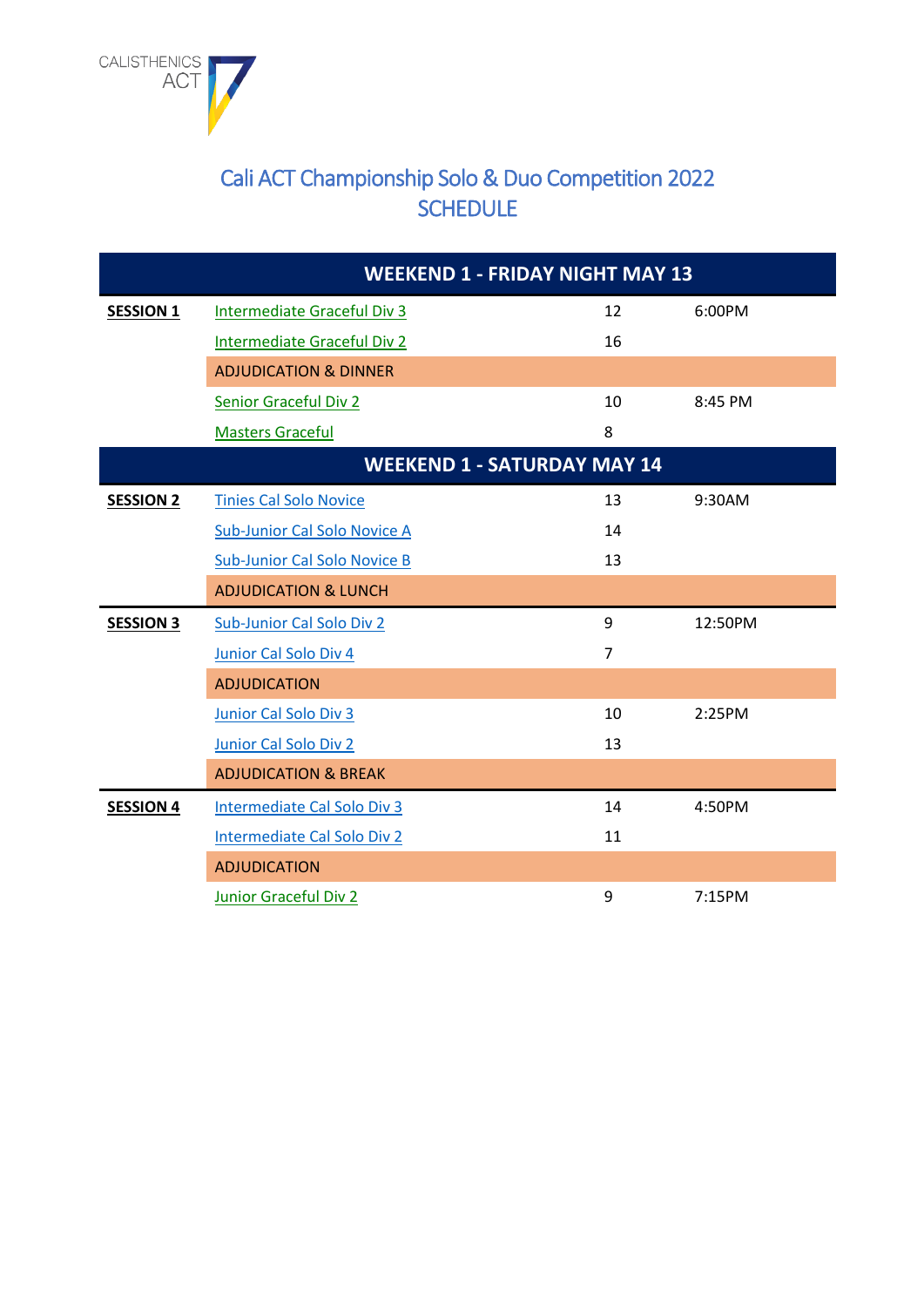CALISTHENICS ACT

# Cali ACT Championship Solo & Duo Competition 2022
## SCHEDULE

| | WEEKEND 1 - FRIDAY NIGHT MAY 13 | | |
|---|---|---|---|
| **SESSION 1** | Intermediate Graceful Div 3 | 12 | 6:00PM |
| | Intermediate Graceful Div 2 | 16 | |
| | ADJUDICATION & DINNER | | |
| | Senior Graceful Div 2 | 10 | 8:45 PM |
| | Masters Graceful | 8 | |
| | **WEEKEND 1 - SATURDAY MAY 14** | | |
| **SESSION 2** | Tinies Cal Solo Novice | 13 | 9:30AM |
| | Sub-Junior Cal Solo Novice A | 14 | |
| | Sub-Junior Cal Solo Novice B | 13 | |
| | ADJUDICATION & LUNCH | | |
| **SESSION 3** | Sub-Junior Cal Solo Div 2 | 9 | 12:50PM |
| | Junior Cal Solo Div 4 | 7 | |
| | ADJUDICATION | | |
| | Junior Cal Solo Div 3 | 10 | 2:25PM |
| | Junior Cal Solo Div 2 | 13 | |
| | ADJUDICATION & BREAK | | |
| **SESSION 4** | Intermediate Cal Solo Div 3 | 14 | 4:50PM |
| | Intermediate Cal Solo Div 2 | 11 | |
| | ADJUDICATION | | |
| | Junior Graceful Div 2 | 9 | 7:15PM |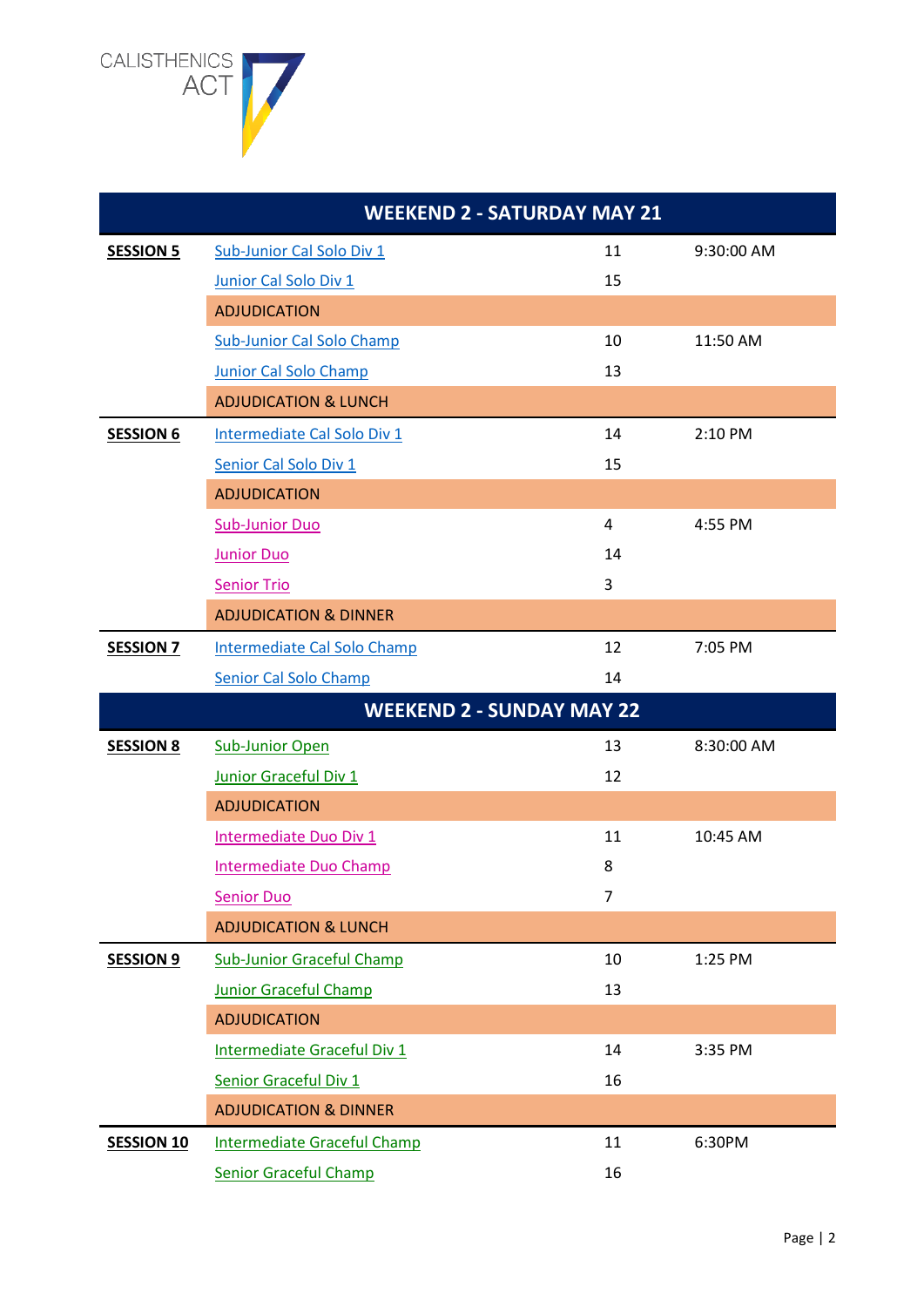CALISTHENICS ACT

| | | | |
|---|---|---|---|
| **WEEKEND 2 - SATURDAY MAY 21** | | | |
| **SESSION 5** | Sub-Junior Cal Solo Div 1 | 11 | 9:30:00 AM |
| | Junior Cal Solo Div 1 | 15 | |
| | ADJUDICATION | | |
| | Sub-Junior Cal Solo Champ | 10 | 11:50 AM |
| | Junior Cal Solo Champ | 13 | |
| | ADJUDICATION & LUNCH | | |
| **SESSION 6** | Intermediate Cal Solo Div 1 | 14 | 2:10 PM |
| | Senior Cal Solo Div 1 | 15 | |
| | ADJUDICATION | | |
| | Sub-Junior Duo | 4 | 4:55 PM |
| | Junior Duo | 14 | |
| | Senior Trio | 3 | |
| | ADJUDICATION & DINNER | | |
| **SESSION 7** | Intermediate Cal Solo Champ | 12 | 7:05 PM |
| | Senior Cal Solo Champ | 14 | |
| **WEEKEND 2 - SUNDAY MAY 22** | | | |
| **SESSION 8** | Sub-Junior Open | 13 | 8:30:00 AM |
| | Junior Graceful Div 1 | 12 | |
| | ADJUDICATION | | |
| | Intermediate Duo Div 1 | 11 | 10:45 AM |
| | Intermediate Duo Champ | 8 | |
| | Senior Duo | 7 | |
| | ADJUDICATION & LUNCH | | |
| **SESSION 9** | Sub-Junior Graceful Champ | 10 | 1:25 PM |
| | Junior Graceful Champ | 13 | |
| | ADJUDICATION | | |
| | Intermediate Graceful Div 1 | 14 | 3:35 PM |
| | Senior Graceful Div 1 | 16 | |
| | ADJUDICATION & DINNER | | |
| **SESSION 10** | Intermediate Graceful Champ | 11 | 6:30PM |
| | Senior Graceful Champ | 16 | |